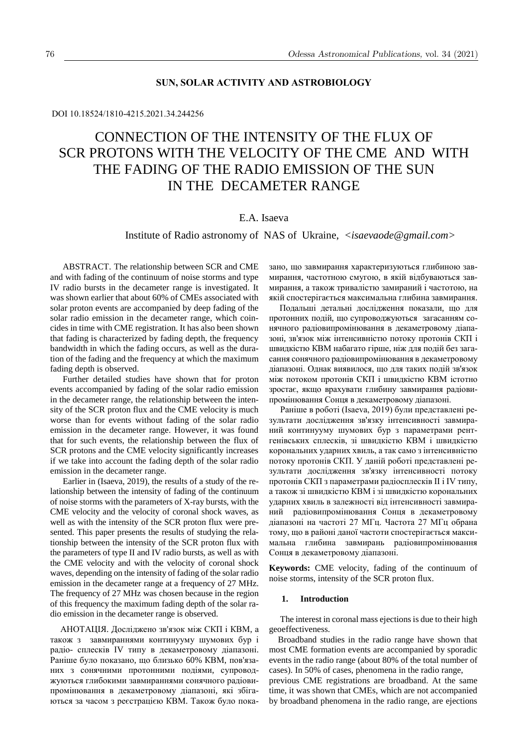## SUN, SOLAR ACTIVITY AND ASTROBIOLOGY

DOI 10.18524/1810-4215.2021.34.244256

# CONNECTION OF THE INTENSITY OF THE FLUX OF SCR PROTONS WITH THE VELOCITY OF THE CME AND WITH THE FADING OF THE RADIO EMISSION OF THE SUN IN THE DECAMETER RANGE

E.A. Isaeva

Institute of Radio astronomy of NAS of Ukraine, *<isaevaode@gmail.com>*

ABSTRACT. The relationship between SCR and CME and with fading of the continuum of noise storms and type IV radio bursts in the decameter range is investigated. It was shown earlier that about 60% of CMEs associated with solar proton events are accompanied by deep fading of the solar radio emission in the decameter range, which coincides in time with CME registration. It has also been shown that fading is characterized by fading depth, the frequency bandwidth in which the fading occurs, as well as the duration of the fading and the frequency at which the maximum fading depth is observed.

Further detailed studies have shown that for proton events accompanied by fading of the solar radio emission in the decameter range, the relationship between the intensity of the SCR proton flux and the CME velocity is much worse than for events without fading of the solar radio emission in the decameter range. However, it was found that for such events, the relationship between the flux of SCR protons and the CME velocity significantly increases if we take into account the fading depth of the solar radio emission in the decameter range.

Earlier in (Isaeva, 2019), the results of a study of the relationship between the intensity of fading of the continuum of noise storms with the parameters of X-ray bursts, with the CME velocity and the velocity of coronal shock waves, as well as with the intensity of the SCR proton flux were presented. This paper presents the results of studying the relationship between the intensity of the SCR proton flux with the parameters of type II and IV radio bursts, as well as with the CME velocity and with the velocity of coronal shock waves, depending on the intensity of fading of the solar radio emission in the decameter range at a frequency of 27 MHz. The frequency of 27 MHz was chosen because in the region of this frequency the maximum fading depth of the solar radio emission in the decameter range is observed.

АНОТАЦІЯ. Досліджено зв'язок між СКП і КВМ, а також з завмираннями континууму шумових бур і радіо- сплесків IV типу в декаметровому діапазоні. Раніше було показано, що близько 60% КВМ, пов'язаних з сонячними протонними подіями, супроводжуються глибокими завмираннями сонячного радіовипромінювання в декаметровому діапазоні, які збігаються за часом з реєстрацією КВМ. Також було показано, що завмирання характеризуються глибиною завмирання, частотною смугою, в якій відбуваються завмирання, а також тривалістю замираний і частотою, на якій спостерігається максимальна глибина завмирання.

Подальші детальні дослідження показали, що для протонних подій, що супроводжуються загасанням сонячного радіовипромінювання в декаметровому діапазоні, зв'язок між інтенсивністю потоку протонів СКП і швидкістю КВМ набагато гірше, ніж для подій без загасання сонячного радіовипромінювання в декаметровому діапазоні. Однак виявилося, що для таких подій зв'язок між потоком протонів СКП і швидкістю КВМ істотно зростає, якщо врахувати глибину завмирання радіовипромінювання Сонця в декаметровому діапазоні.

Раніше в роботі (Isaeva, 2019) були представлені результати дослідження зв'язку інтенсивності завмираний континууму шумових бур з параметрами рентгенівських сплесків, зі швидкістю КВМ і швидкістю корональних ударних хвиль, а так само з інтенсивністю потоку протонів СКП. У даній роботі представлені результати дослідження зв'язку інтенсивності потоку протонів СКП з параметрами радіосплесків II і IV типу, а також зі швидкістю КВМ і зі швидкістю корональних ударних хвиль в залежності від інтенсивності завмираний радіовипромінювання Сонця в декаметровому діапазоні на частоті 27 МГц. Частота 27 МГц обрана тому, що в районі даної частоти спостерігається максимальна глибина завмирань радіовипромінювання Сонця в декаметровому діапазоні.

**Keywords:** CME velocity, fading of the continuum of noise storms, intensity of the SCR proton flux.

## 1. Introduction

The interest in coronal mass ejections is due to their high geoeffectiveness.

Broadband studies in the radio range have shown that most CME formation events are accompanied by sporadic events in the radio range (about 80% of the total number of cases). In 50% of cases, phenomena in the radio range, previous CME registrations are broadband. At the same time, it was shown that CMEs, which are not accompanied by broadband phenomena in the radio range, are ejections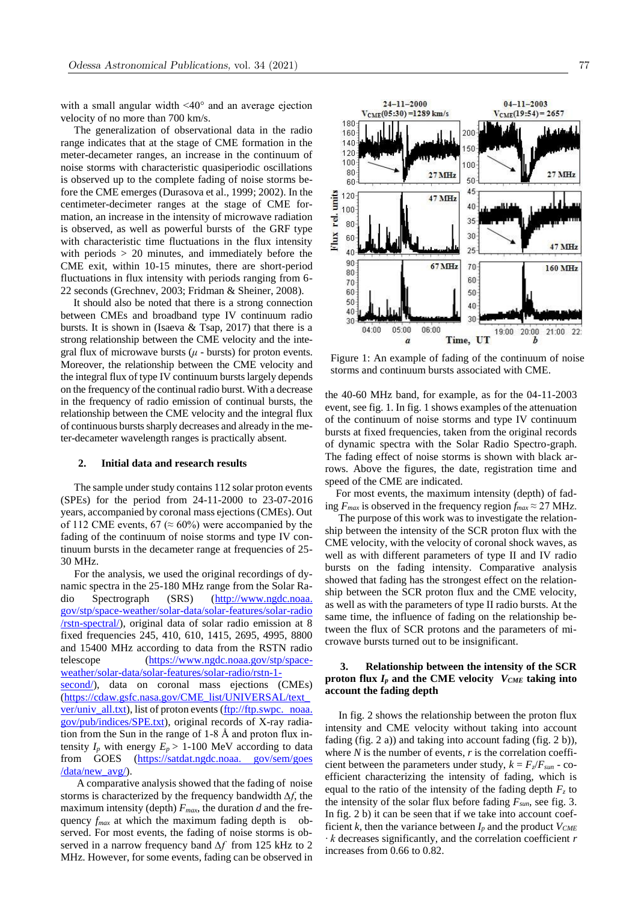with a small angular width <40° and an average ejection velocity of no more than 700 km/s.

The generalization of observational data in the radio range indicates that at the stage of CME formation in the meter-decameter ranges, an increase in the continuum of noise storms with characteristic quasiperiodic oscillations is observed up to the complete fading of noise storms before the CME emerges (Durasova et al., 1999; 2002). In the centimeter-decimeter ranges at the stage of CME formation, an increase in the intensity of microwave radiation is observed, as well as powerful bursts of the GRF type with characteristic time fluctuations in the flux intensity with periods > 20 minutes, and immediately before the CME exit, within 10-15 minutes, there are short-period fluctuations in flux intensity with periods ranging from 6-22 seconds (Grechnev, 2003; Fridman & Sheiner, 2008).

It should also be noted that there is a strong connection between CMEs and broadband type IV continuum radio bursts. It is shown in (Isaeva & Tsap, 2017) that there is a strong relationship between the CME velocity and the integral flux of microwave bursts ($\mu$ - bursts) for proton events. Moreover, the relationship between the CME velocity and the integral flux of type IV continuum bursts largely depends on the frequency of the continual radio burst. With a decrease in the frequency of radio emission of continual bursts, the relationship between the CME velocity and the integral flux of continuous bursts sharply decreases and already in the meter-decameter wavelength ranges is practically absent.

## 2. Initial data and research results

The sample under study contains 112 solar proton events (SPEs) for the period from 24-11-2000 to 23-07-2016 years, accompanied by coronal mass ejections (CMEs). Out of 112 CME events, 67 (≈ 60%) were accompanied by the fading of the continuum of noise storms and type IV continuum bursts in the decameter range at frequencies of 25-30 MHz.

For the analysis, we used the original recordings of dynamic spectra in the 25-180 MHz range from the Solar Radio Spectrograph (SRS) (http://www.ngdc.noaa.gov/stp/space-weather/solar-data/solar-features/solar-radio/rstn-spectral/), original data of solar radio emission at 8 fixed frequencies 245, 410, 610, 1415, 2695, 4995, 8800 and 15400 MHz according to data from the RSTN radio telescope (https://www.ngdc.noaa.gov/stp/space-weather/solar-data/solar-features/solar-radio/rstn-1-second/), data on coronal mass ejections (CMEs) (https://cdaw.gsfc.nasa.gov/CME_list/UNIVERSAL/text_ver/univ_all.txt), list of proton events (ftp://ftp.swpc.noaa.gov/pub/indices/SPE.txt), original records of X-ray radiation from the Sun in the range of 1-8 Å and proton flux intensity $I_p$ with energy $E_p$ > 1-100 MeV according to data from GOES (https://satdat.ngdc.noaa.gov/sem/goes/data/new_avg/).

A comparative analysis showed that the fading of noise storms is characterized by the frequency bandwidth $\Delta f$, the maximum intensity (depth) $F_{max}$, the duration $d$ and the frequency $f_{max}$ at which the maximum fading depth is observed. For most events, the fading of noise storms is observed in a narrow frequency band $\Delta f$ from 125 kHz to 2 MHz. However, for some events, fading can be observed in the 40-60 MHz band, for example, as for the 04-11-2003 event, see fig. 1. In fig. 1 shows examples of the attenuation of the continuum of noise storms and type IV continuum bursts at fixed frequencies, taken from the original records of dynamic spectra with the Solar Radio Spectro-graph. The fading effect of noise storms is shown with black arrows. Above the figures, the date, registration time and speed of the CME are indicated.

Figure 1: An example of fading of the continuum of noise storms and continuum bursts associated with CME.

For most events, the maximum intensity (depth) of fading $F_{max}$ is observed in the frequency region $f_{max} \approx 27$ MHz.

The purpose of this work was to investigate the relationship between the intensity of the SCR proton flux with the CME velocity, with the velocity of coronal shock waves, as well as with different parameters of type II and IV radio bursts on the fading intensity. Comparative analysis showed that fading has the strongest effect on the relationship between the SCR proton flux and the CME velocity, as well as with the parameters of type II radio bursts. At the same time, the influence of fading on the relationship between the flux of SCR protons and the parameters of microwave bursts turned out to be insignificant.

## 3. Relationship between the intensity of the SCR proton flux $I_p$ and the CME velocity $V_{CME}$ taking into account the fading depth

In fig. 2 shows the relationship between the proton flux intensity and CME velocity without taking into account fading (fig. 2 a)) and taking into account fading (fig. 2 b)), where $N$ is the number of events, $r$ is the correlation coefficient between the parameters under study, $k = F_z/F_{sun}$ - coefficient characterizing the intensity of fading, which is equal to the ratio of the intensity of the fading depth $F_z$ to the intensity of the solar flux before fading $F_{sun}$, see fig. 3. In fig. 2 b) it can be seen that if we take into account coefficient $k$, then the variance between $I_p$ and the product $V_{CME} \cdot k$ decreases significantly, and the correlation coefficient $r$ increases from 0.66 to 0.82.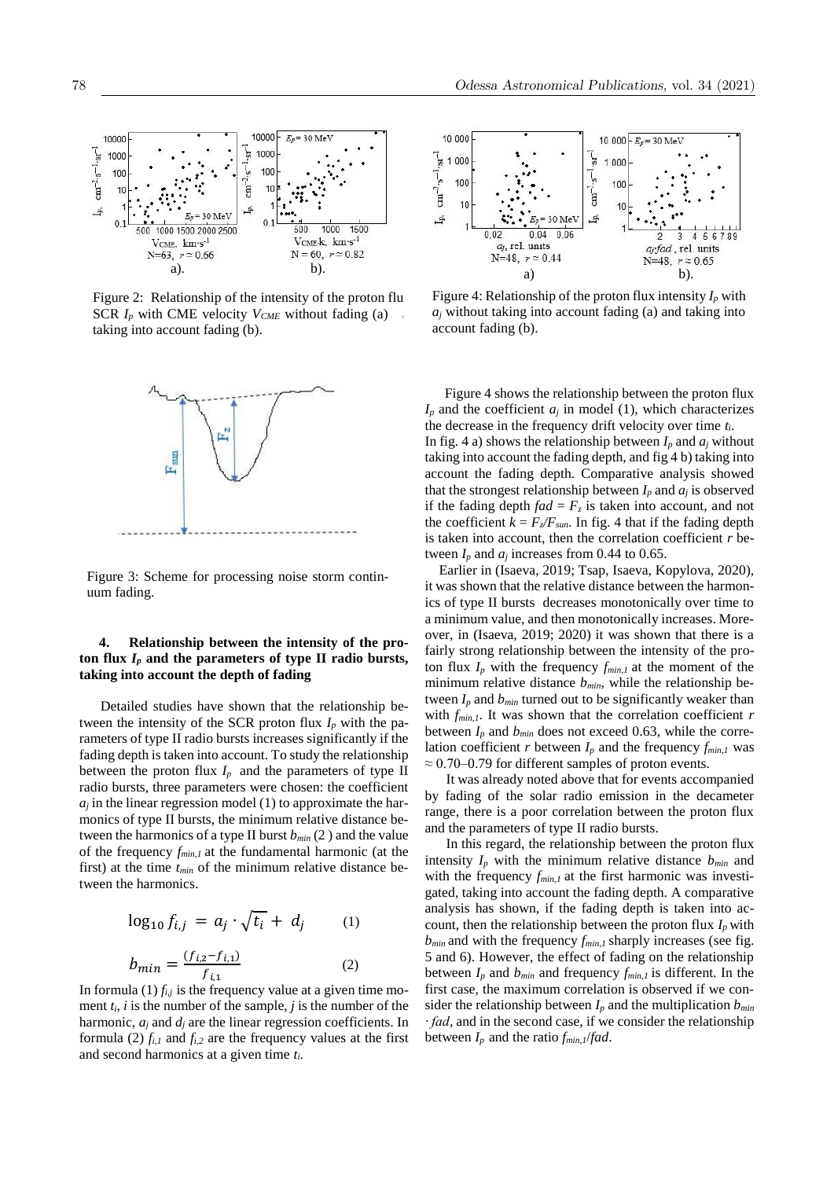Figure 2: Relationship of the intensity of the proton flu SCR $I_p$ with CME velocity $V_{CME}$ without fading (a) taking into account fading (b).

Figure 3: Scheme for processing noise storm continuum fading.

### 4. Relationship between the intensity of the proton flux $I_p$ and the parameters of type II radio bursts, taking into account the depth of fading

Detailed studies have shown that the relationship between the intensity of the SCR proton flux $I_p$ with the parameters of type II radio bursts increases significantly if the fading depth is taken into account. To study the relationship between the proton flux $I_p$ and the parameters of type II radio bursts, three parameters were chosen: the coefficient $a_j$ in the linear regression model (1) to approximate the harmonics of type II bursts, the minimum relative distance between the harmonics of a type II burst $b_{min}$ (2) and the value of the frequency $f_{min,1}$ at the fundamental harmonic (at the first) at the time $t_{min}$ of the minimum relative distance between the harmonics.

$$\log_{10} f_{i,j} = a_j \cdot \sqrt{t_i} + d_j \qquad (1)$$

$$b_{min} = \frac{(f_{i,2} - f_{i,1})}{f_{i,1}} \qquad (2)$$

In formula (1) $f_{i,j}$ is the frequency value at a given time moment $t_i$, $i$ is the number of the sample, $j$ is the number of the harmonic, $a_j$ and $d_j$ are the linear regression coefficients. In formula (2) $f_{i,1}$ and $f_{i,2}$ are the frequency values at the first and second harmonics at a given time $t_i$.

Figure 4: Relationship of the proton flux intensity $I_p$ with $a_j$ without taking into account fading (a) and taking into account fading (b).

Figure 4 shows the relationship between the proton flux $I_p$ and the coefficient $a_j$ in model (1), which characterizes the decrease in the frequency drift velocity over time $t_i$. In fig. 4 a) shows the relationship between $I_p$ and $a_j$ without taking into account the fading depth, and fig 4 b) taking into account the fading depth. Comparative analysis showed that the strongest relationship between $I_p$ and $a_j$ is observed if the fading depth $fad = F_z$ is taken into account, and not the coefficient $k = F_z/F_{sun}$. In fig. 4 that if the fading depth is taken into account, then the correlation coefficient $r$ between $I_p$ and $a_j$ increases from 0.44 to 0.65.

Earlier in (Isaeva, 2019; Tsap, Isaeva, Kopylova, 2020), it was shown that the relative distance between the harmonics of type II bursts decreases monotonically over time to a minimum value, and then monotonically increases. Moreover, in (Isaeva, 2019; 2020) it was shown that there is a fairly strong relationship between the intensity of the proton flux $I_p$ with the frequency $f_{min,1}$ at the moment of the minimum relative distance $b_{min}$, while the relationship between $I_p$ and $b_{min}$ turned out to be significantly weaker than with $f_{min,1}$. It was shown that the correlation coefficient $r$ between $I_p$ and $b_{min}$ does not exceed 0.63, while the correlation coefficient $r$ between $I_p$ and the frequency $f_{min,1}$ was $\approx 0.70$–$0.79$ for different samples of proton events.

It was already noted above that for events accompanied by fading of the solar radio emission in the decameter range, there is a poor correlation between the proton flux and the parameters of type II radio bursts.

In this regard, the relationship between the proton flux intensity $I_p$ with the minimum relative distance $b_{min}$ and with the frequency $f_{min,1}$ at the first harmonic was investigated, taking into account the fading depth. A comparative analysis has shown, if the fading depth is taken into account, then the relationship between the proton flux $I_p$ with $b_{min}$ and with the frequency $f_{min,1}$ sharply increases (see fig. 5 and 6). However, the effect of fading on the relationship between $I_p$ and $b_{min}$ and frequency $f_{min,1}$ is different. In the first case, the maximum correlation is observed if we consider the relationship between $I_p$ and the multiplication $b_{min} \cdot fad$, and in the second case, if we consider the relationship between $I_p$ and the ratio $f_{min,1}/fad$.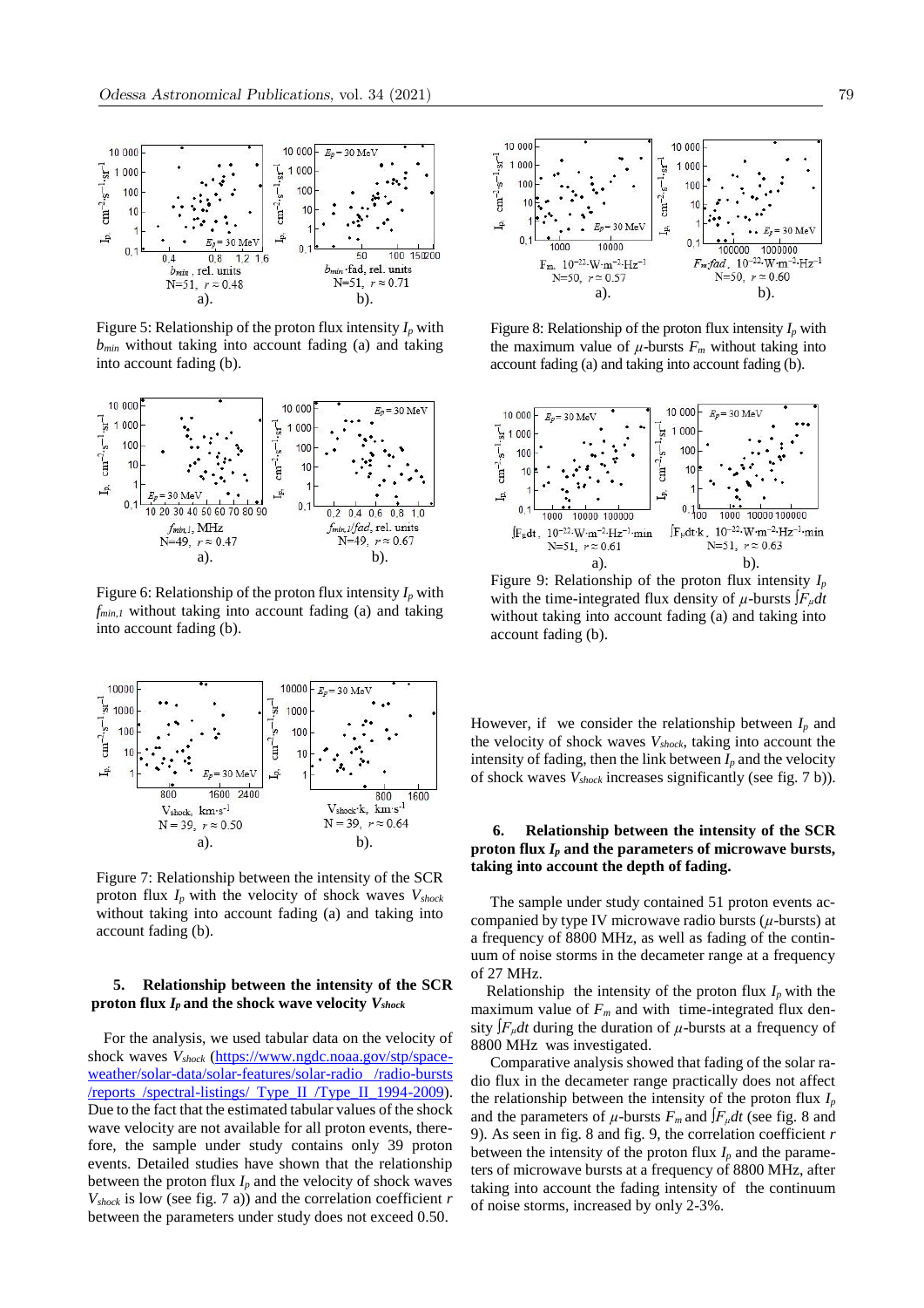Figure 5: Relationship of the proton flux intensity $I_p$ with $b_{min}$ without taking into account fading (a) and taking into account fading (b).

Figure 6: Relationship of the proton flux intensity $I_p$ with $f_{min,1}$ without taking into account fading (a) and taking into account fading (b).

Figure 7: Relationship between the intensity of the SCR proton flux $I_p$ with the velocity of shock waves $V_{shock}$ without taking into account fading (a) and taking into account fading (b).

## 5. Relationship between the intensity of the SCR proton flux $I_p$ and the shock wave velocity $V_{shock}$

For the analysis, we used tabular data on the velocity of shock waves $V_{shock}$ (https://www.ngdc.noaa.gov/stp/space-weather/solar-data/solar-features/solar-radio /radio-bursts /reports /spectral-listings/ Type_II /Type_II_1994-2009). Due to the fact that the estimated tabular values of the shock wave velocity are not available for all proton events, therefore, the sample under study contains only 39 proton events. Detailed studies have shown that the relationship between the proton flux $I_p$ and the velocity of shock waves $V_{shock}$ is low (see fig. 7 a)) and the correlation coefficient $r$ between the parameters under study does not exceed 0.50.

Figure 8: Relationship of the proton flux intensity $I_p$ with the maximum value of $\mu$-bursts $F_m$ without taking into account fading (a) and taking into account fading (b).

Figure 9: Relationship of the proton flux intensity $I_p$ with the time-integrated flux density of $\mu$-bursts $\int F_\mu dt$ without taking into account fading (a) and taking into account fading (b).

However, if we consider the relationship between $I_p$ and the velocity of shock waves $V_{shock}$, taking into account the intensity of fading, then the link between $I_p$ and the velocity of shock waves $V_{shock}$ increases significantly (see fig. 7 b)).

## 6. Relationship between the intensity of the SCR proton flux $I_p$ and the parameters of microwave bursts, taking into account the depth of fading.

The sample under study contained 51 proton events accompanied by type IV microwave radio bursts ($\mu$-bursts) at a frequency of 8800 MHz, as well as fading of the continuum of noise storms in the decameter range at a frequency of 27 MHz.

Relationship the intensity of the proton flux $I_p$ with the maximum value of $F_m$ and with time-integrated flux density $\int F_\mu dt$ during the duration of $\mu$-bursts at a frequency of 8800 MHz was investigated.

Comparative analysis showed that fading of the solar radio flux in the decameter range practically does not affect the relationship between the intensity of the proton flux $I_p$ and the parameters of $\mu$-bursts $F_m$ and $\int F_\mu dt$ (see fig. 8 and 9). As seen in fig. 8 and fig. 9, the correlation coefficient $r$ between the intensity of the proton flux $I_p$ and the parameters of microwave bursts at a frequency of 8800 MHz, after taking into account the fading intensity of the continuum of noise storms, increased by only 2-3%.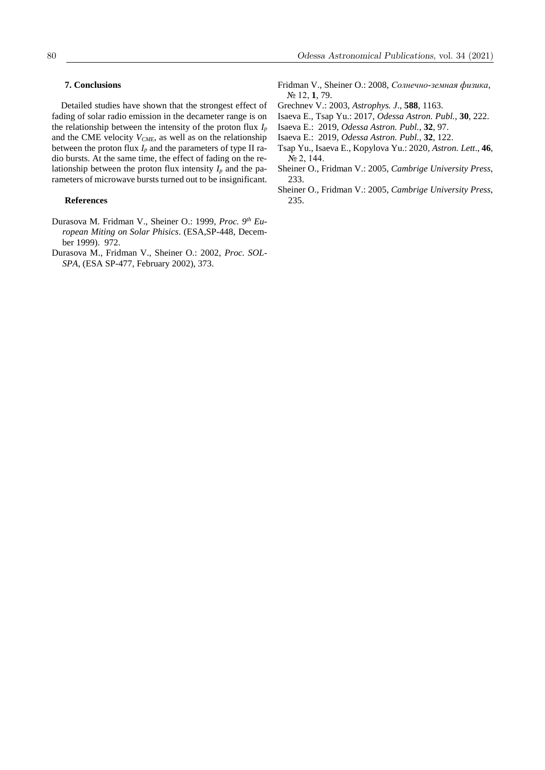## 7. Conclusions

Detailed studies have shown that the strongest effect of fading of solar radio emission in the decameter range is on the relationship between the intensity of the proton flux $I_p$ and the CME velocity $V_{CME}$, as well as on the relationship between the proton flux $I_p$ and the parameters of type II radio bursts. At the same time, the effect of fading on the relationship between the proton flux intensity $I_p$ and the parameters of microwave bursts turned out to be insignificant.

## References

Durasova M. Fridman V., Sheiner O.: 1999, *Proc. 9th European Miting on Solar Phisics*. (ESA,SP-448, December 1999). 972.

Durasova M., Fridman V., Sheiner O.: 2002, *Proc. SOLSPA*, (ESA SP-477, February 2002), 373.

Fridman V., Sheiner O.: 2008, *Солнечно-земная физика*, № 12, **1**, 79.

Grechnev V.: 2003, *Astrophys. J*., **588**, 1163.

Isaeva E., Tsap Yu.: 2017, *Odessa Astron. Publ.*, **30**, 222.

Isaeva E.: 2019, *Odessa Astron. Publ.*, **32**, 97.

Isaeva E.: 2019, *Odessa Astron. Publ.*, **32**, 122.

Tsap Yu., Isaeva E., Kopylova Yu.: 2020, *Astron. Lett*., **46**, № 2, 144.

Sheiner O., Fridman V.: 2005, *Cambrige University Press*, 233.

Sheiner O., Fridman V.: 2005, *Cambrige University Press*, 235.